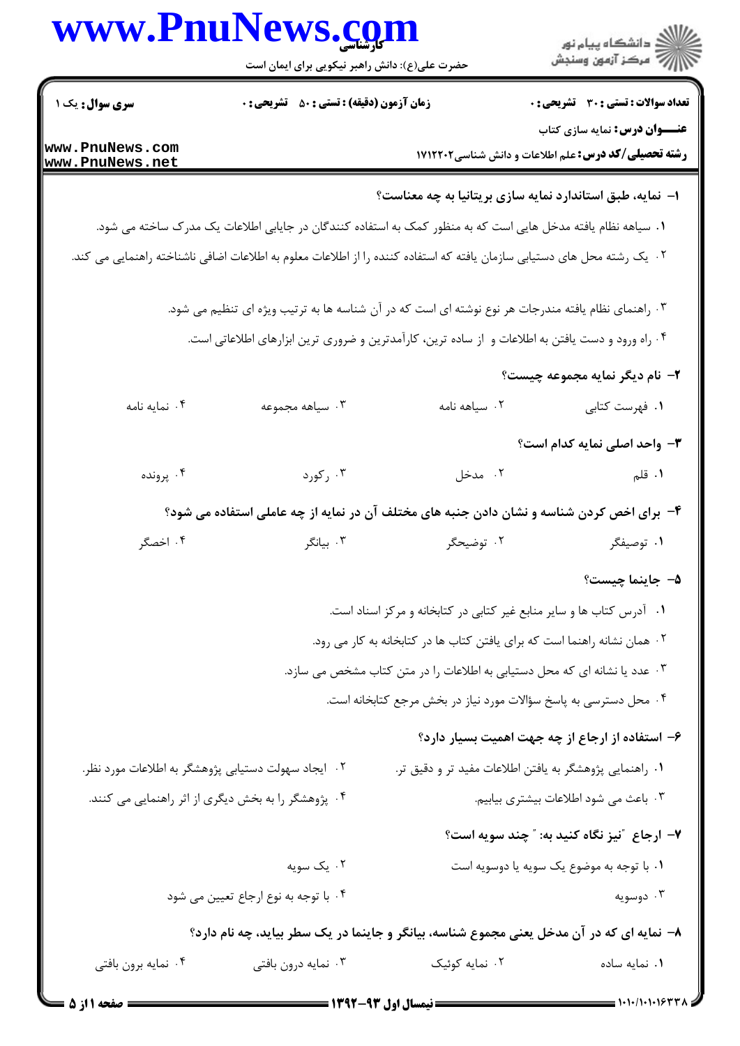**سری سوال:** یک ۱

**زمان آزمون (دقیقه) : تستی : ۵۰ تشریحی : ۰**

**تعداد سوالات : تستی : ۳۰ تشریحی : ۰**

**عنـــوان درس:** نمایه سازی کتاب

**رشته تحصیلی/کد درس:** علم اطلاعات و دانش شناسی ۱۷۱۲۲۰۲

**۱- نمایه، طبق استاندارد نمایه سازی بریتانیا به چه معناست؟**

۱. سیاهه نظام یافته مدخل هایی است که به منظور کمک به استفاده کنندگان در جایابی اطلاعات یک مدرک ساخته می شود.

۲. یک رشته محل های دستیابی سازمان یافته که استفاده کننده را از اطلاعات معلوم به اطلاعات اضافی ناشناخته راهنمایی می کند.

۳. راهنمای نظام یافته مندرجات هر نوع نوشته ای است که در آن شناسه ها به ترتیب ویژه ای تنظیم می شود.

۴. راه ورود و دست یافتن به اطلاعات و از ساده ترین، کارآمدترین و ضروری ترین ابزارهای اطلاعاتی است.

**۲- نام دیگر نمایه مجموعه چیست؟**

۱. فهرست کتابی
۲. سیاهه نامه
۳. سیاهه مجموعه
۴. نمایه نامه

**۳- واحد اصلی نمایه کدام است؟**

۱. قلم
۲. مدخل
۳. رکورد
۴. پرونده

**۴- برای اخص کردن شناسه و نشان دادن جنبه های مختلف آن در نمایه از چه عاملی استفاده می شود؟**

۱. توصیفگر
۲. توضیحگر
۳. بیانگر
۴. اخصگر

**۵- جاینما چیست؟**

۱. آدرس کتاب ها و سایر منابع غیر کتابی در کتابخانه و مرکز اسناد است.

۲. همان نشانه راهنما است که برای یافتن کتاب ها در کتابخانه به کار می رود.

۳. عدد یا نشانه ای که محل دستیابی به اطلاعات را در متن کتاب مشخص می سازد.

۴. محل دسترسی به پاسخ سؤالات مورد نیاز در بخش مرجع کتابخانه است.

**۶- استفاده از ارجاع از چه جهت اهمیت بسیار دارد؟**

۱. راهنمایی پژوهشگر به یافتن اطلاعات مفید تر و دقیق تر.
۲. ایجاد سهولت دستیابی پژوهشگر به اطلاعات مورد نظر.
۳. باعث می شود اطلاعات بیشتری بیابیم.
۴. پژوهشگر را به بخش دیگری از اثر راهنمایی می کنند.

**۷- ارجاع "نیز نگاه کنید به:" چند سویه است؟**

۱. با توجه به موضوع یک سویه یا دوسویه است
۲. یک سویه
۳. دوسویه
۴. با توجه به نوع ارجاع تعیین می شود

**۸- نمایه ای که در آن مدخل یعنی مجموع شناسه، بیانگر و جاینما در یک سطر بیاید، چه نام دارد؟**

۱. نمایه ساده
۲. نمایه کوئیک
۳. نمایه درون بافتی
۴. نمایه برون بافتی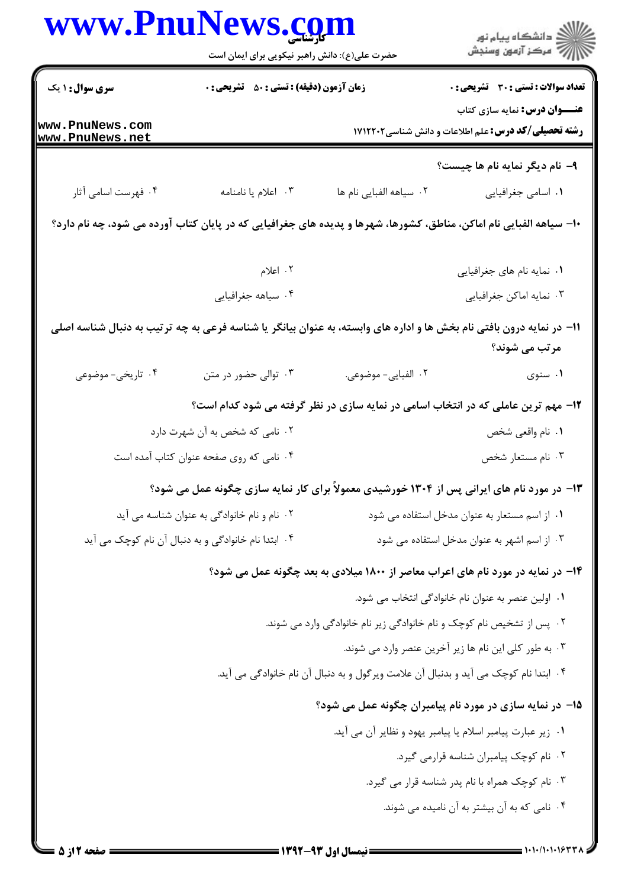**سری سوال:** ۱ یک

**زمان آزمون (دقیقه) : تستی : ۵۰ تشریحی : ۰**

**تعداد سوالات : تستی : ۳۰ تشریحی : ۰**

**عنـــوان درس:** نمایه سازی کتاب

**رشته تحصیلی/کد درس:** علم اطلاعات و دانش شناسی۱۷۱۲۲۰۲

**۹- نام دیگر نمایه نام ها چیست؟**

۱. اسامی جغرافیایی
۲. سیاهه الفبایی نام ها
۳. اعلام یا نامنامه
۴. فهرست اسامی آثار

**۱۰- سیاهه الفبایی نام اماکن، مناطق، کشورها، شهرها و پدیده های جغرافیایی که در پایان کتاب آورده می شود، چه نام دارد؟**

۱. نمایه نام های جغرافیایی
۲. اعلام
۳. نمایه اماکن جغرافیایی
۴. سیاهه جغرافیایی

**۱۱- در نمایه درون بافتی نام بخش ها و اداره های وابسته، به عنوان بیانگر یا شناسه فرعی به چه ترتیب به دنبال شناسه اصلی مرتب می شوند؟**

۱. سنوی
۲. الفبایی- موضوعی.
۳. توالی حضور در متن
۴. تاریخی- موضوعی

**۱۲- مهم ترین عاملی که در انتخاب اسامی در نمایه سازی در نظر گرفته می شود کدام است؟**

۱. نام واقعی شخص
۲. نامی که شخص به آن شهرت دارد
۳. نام مستعار شخص
۴. نامی که روی صفحه عنوان کتاب آمده است

**۱۳- در مورد نام های ایرانی پس از ۱۳۰۴ خورشیدی معمولاً برای کار نمایه سازی چگونه عمل می شود؟**

۱. از اسم مستعار به عنوان مدخل استفاده می شود
۲. نام و نام خانوادگی به عنوان شناسه می آید
۳. از اسم اشهر به عنوان مدخل استفاده می شود
۴. ابتدا نام خانوادگی و به دنبال آن نام کوچک می آید

**۱۴- در نمایه در مورد نام های اعراب معاصر از ۱۸۰۰ میلادی به بعد چگونه عمل می شود؟**

۱. اولین عنصر به عنوان نام خانوادگی انتخاب می شود.
۲. پس از تشخیص نام کوچک و نام خانوادگی زیر نام خانوادگی وارد می شوند.
۳. به طور کلی این نام ها زیر آخرین عنصر وارد می شوند.
۴. ابتدا نام کوچک می آید و بدنبال آن علامت ویرگول و به دنبال آن نام خانوادگی می آید.

**۱۵- در نمایه سازی در مورد نام پیامبران چگونه عمل می شود؟**

۱. زیر عبارت پیامبر اسلام یا پیامبر یهود و نظیر آن می آید.
۲. نام کوچک پیامبران شناسه قرارمی گیرد.
۳. نام کوچک همراه با نام پدر شناسه قرار می گیرد.
۴. نامی که به آن بیشتر به آن نامیده می شوند.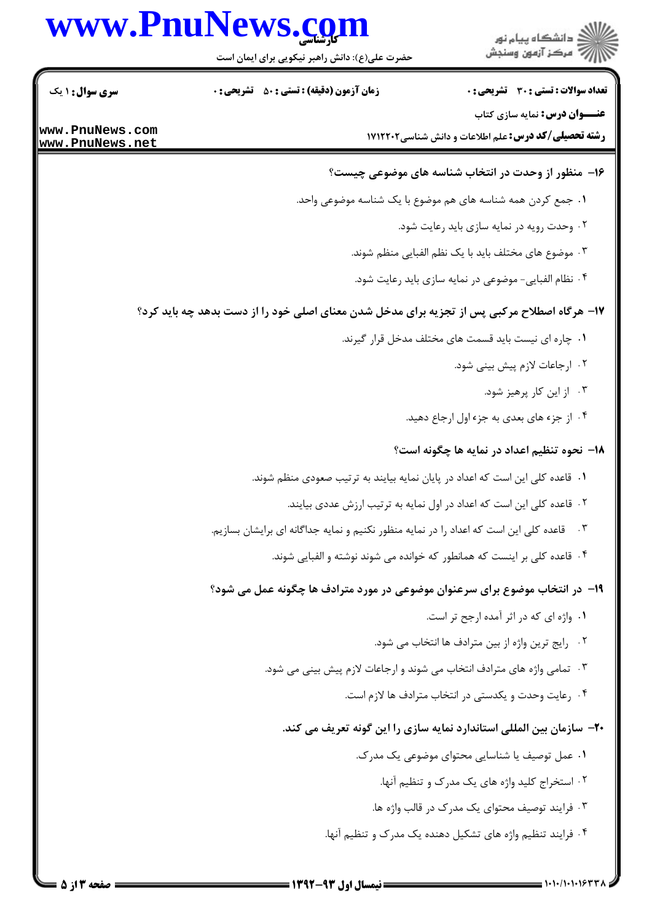**۱۶- منظور از وحدت در انتخاب شناسه های موضوعی چیست؟**

۱. جمع کردن همه شناسه های هم موضوع با یک شناسه موضوعی واحد.

۲. وحدت رویه در نمایه سازی باید رعایت شود.

۳. موضوع های مختلف باید با یک نظم الفبایی منظم شوند.

۴. نظام الفبایی- موضوعی در نمایه سازی باید رعایت شود.

**۱۷- هرگاه اصطلاح مرکبی پس از تجزیه برای مدخل شدن معنای اصلی خود را از دست بدهد چه باید کرد؟**

۱. چاره ای نیست باید قسمت های مختلف مدخل قرار گیرند.

۲. ارجاعات لازم پیش بینی شود.

۳. از این کار پرهیز شود.

۴. از جزء های بعدی به جزء اول ارجاع دهید.

**۱۸- نحوه تنظیم اعداد در نمایه ها چگونه است؟**

۱. قاعده کلی این است که اعداد در پایان نمایه بیایند به ترتیب صعودی منظم شوند.

۲. قاعده کلی این است که اعداد در اول نمایه به ترتیب ارزش عددی بیایند.

۳. قاعده کلی این است که اعداد را در نمایه منظور نکنیم و نمایه جداگانه ای برایشان بسازیم.

۴. قاعده کلی بر اینست که همانطور که خوانده می شوند نوشته و الفبایی شوند.

**۱۹- در انتخاب موضوع برای سرعنوان موضوعی در مورد مترادف ها چگونه عمل می شود؟**

۱. واژه ای که در اثر آمده ارجح تر است.

۲. رایج ترین واژه از بین مترادف ها انتخاب می شود.

۳. تمامی واژه های مترادف انتخاب می شوند و ارجاعات لازم پیش بینی می شود.

۴. رعایت وحدت و یکدستی در انتخاب مترادف ها لازم است.

**۲۰- سازمان بین المللی استاندارد نمایه سازی را این گونه تعریف می کند.**

۱. عمل توصیف یا شناسایی محتوای موضوعی یک مدرک.

۲. استخراج کلید واژه های یک مدرک و تنظیم آنها.

۳. فرایند توصیف محتوای یک مدرک در قالب واژه ها.

۴. فرایند تنظیم واژه های تشکیل دهنده یک مدرک و تنظیم آنها.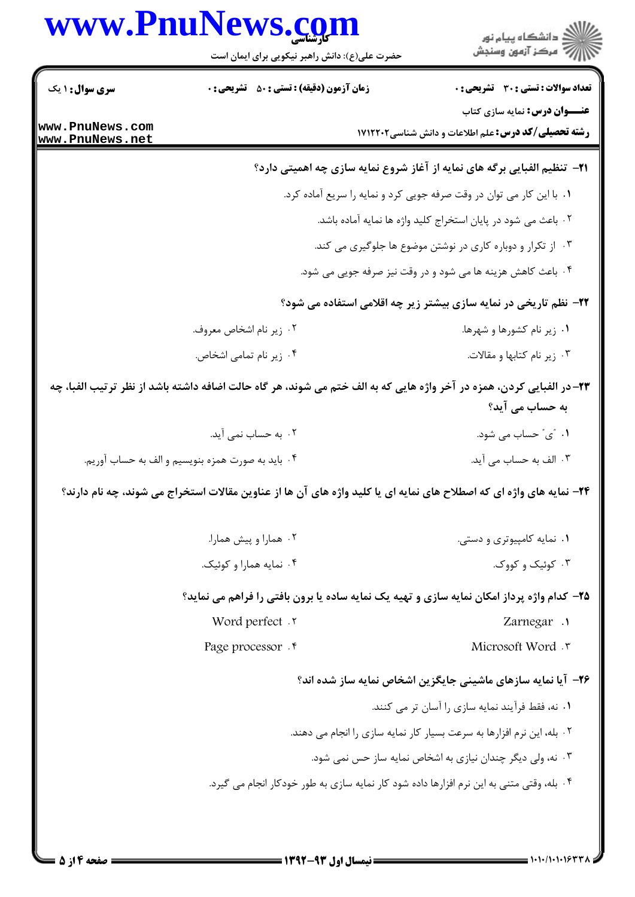**سری سوال:** ۱ یک | **زمان آزمون (دقیقه) : تستی :** ۵۰ **تشریحی :** ۰ | **تعداد سوالات : تستی :** ۳۰ **تشریحی :** ۰

**عنـــوان درس:** نمایه سازی کتاب

**رشته تحصیلی/کد درس:** علم اطلاعات و دانش شناسی۱۷۱۲۲۰۲

**۲۱- تنظیم الفبایی برگه های نمایه از آغاز شروع نمایه سازی چه اهمیتی دارد؟**

۱. با این کار می توان در وقت صرفه جویی کرد و نمایه را سریع آماده کرد.

۲. باعث می شود در پایان استخراج کلید واژه ها نمایه آماده باشد.

۳. از تکرار و دوباره کاری در نوشتن موضوع ها جلوگیری می کند.

۴. باعث کاهش هزینه ها می شود و در وقت نیز صرفه جویی می شود.

**۲۲- نظم تاریخی در نمایه سازی بیشتر زیر چه اقلامی استفاده می شود؟**

۱. زیر نام کشورها و شهرها.

۲. زیر نام اشخاص معروف.

۳. زیر نام کتابها و مقالات.

۴. زیر نام تمامی اشخاص.

**۲۳- در الفبایی کردن، همزه در آخر واژه هایی که به الف ختم می شوند، هر گاه حالت اضافه داشته باشد از نظر ترتیب الفبا، چه به حساب می آید؟**

۱. "ی" حساب می شود.

۲. به حساب نمی آید.

۳. الف به حساب می آید.

۴. باید به صورت همزه بنویسیم و الف به حساب آوریم.

**۲۴- نمایه های واژه ای که اصطلاح های نمایه ای یا کلید واژه های آن ها از عناوین مقالات استخراج می شوند، چه نام دارند؟**

۱. نمایه کامپیوتری و دستی.

۲. همارا و پیش همارا.

۳. کوئیک و کووک.

۴. نمایه همارا و کوئیک.

**۲۵- کدام واژه پرداز امکان نمایه سازی و تهیه یک نمایه ساده یا برون بافتی را فراهم می نماید؟**

۱. Zarnegar

۲. Word perfect

۳. Microsoft Word

۴. Page processor

**۲۶- آیا نمایه سازهای ماشینی جایگزین اشخاص نمایه ساز شده اند؟**

۱. نه، فقط فرآیند نمایه سازی را آسان تر می کنند.

۲. بله، این نرم افزارها به سرعت بسیار کار نمایه سازی را انجام می دهند.

۳. نه، ولی دیگر چندان نیازی به اشخاص نمایه ساز حس نمی شود.

۴. بله، وقتی متنی به این نرم افزارها داده شود کار نمایه سازی به طور خودکار انجام می گیرد.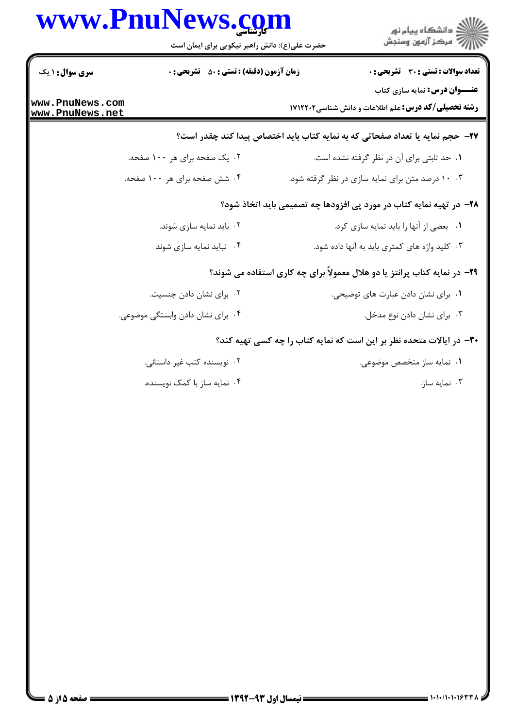**۲۷- حجم نمایه یا تعداد صفحاتی که به نمایه کتاب باید اختصاص پیدا کند چقدر است؟**

۱. حد ثابتی برای آن در نظر گرفته نشده است.

۲. یک صفحه برای هر ۱۰۰ صفحه.

۳. ۱۰ درصد متن برای نمایه سازی در نظر گرفته شود.

۴. شش صفحه برای هر ۱۰۰ صفحه.

**۲۸- در تهیه نمایه کتاب در مورد پی افزودها چه تصمیمی باید اتخاذ شود؟**

۱. بعضی از آنها را باید نمایه سازی کرد.

۲. باید نمایه سازی شوند.

۳. کلید واژه های کمتری باید به آنها داده شود.

۴. نباید نمایه سازی شوند

**۲۹- در نمایه کتاب پرانتز یا دو هلال معمولاً برای چه کاری استفاده می شوند؟**

۱. برای نشان دادن عبارت های توضیحی.

۲. برای نشان دادن جنسیت.

۳. برای نشان دادن نوع مدخل.

۴. برای نشان دادن وابستگی موضوعی.

**۳۰- در ایالات متحده نظر بر این است که نمایه کتاب را چه کسی تهیه کند؟**

۱. نمایه ساز متخصص موضوعی.

۲. نویسنده کتب غیر داستانی.

۳. نمایه ساز.

۴. نمایه ساز با کمک نویسنده.